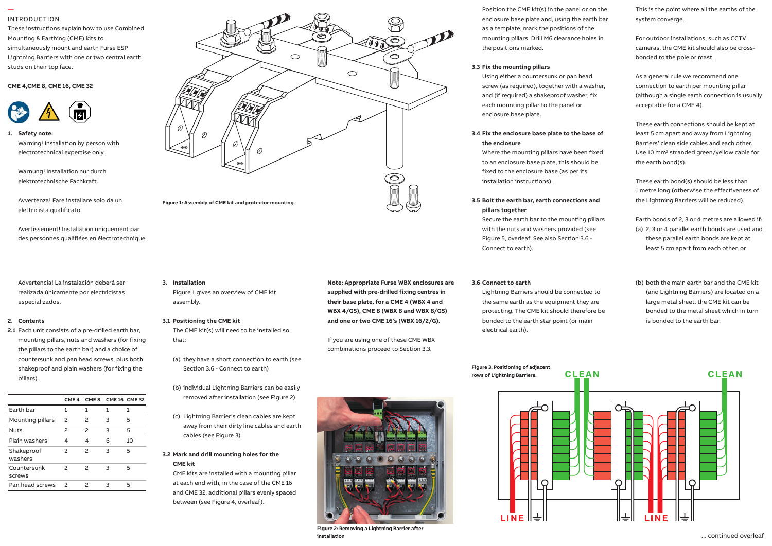## INTRODUCTION

These instructions explain how to use Combined Mounting & Earthing (CME) kits to simultaneously mount and earth Furse ESP Lightning Barriers with one or two central earth studs on their top face.

**CME 4, CME 8, CME 16, CME 32**

1. **Safety note:**

   Warning! Installation by person with electrotechnical expertise only.

   Warnung! Installation nur durch elektrotechnische Fachkraft.

   Avvertenza! Fare installare solo da un elettricista qualificato.

   Avertissement! Installation uniquement par des personnes qualifiées en électrotechnique.

   Advertencia! La instalación deberá ser realizada únicamente por electricistas especializados.

2. **Contents**

**2.1** Each unit consists of a pre-drilled earth bar, mounting pillars, nuts and washers (for fixing the pillars to the earth bar) and a choice of countersunk and pan head screws, plus both shakeproof and plain washers (for fixing the pillars).

| | CME 4 | CME 8 | CME 16 | CME 32 |
|---|---|---|---|---|
| Earth bar | 1 | 1 | 1 | 1 |
| Mounting pillars | 2 | 2 | 3 | 5 |
| Nuts | 2 | 2 | 3 | 5 |
| Plain washers | 4 | 4 | 6 | 10 |
| Shakeproof washers | 2 | 2 | 3 | 5 |
| Countersunk screws | 2 | 2 | 3 | 5 |
| Pan head screws | 2 | 2 | 3 | 5 |

Figure 1: Assembly of CME kit and protector mounting.

3. **Installation**

   Figure 1 gives an overview of CME kit assembly.

**3.1 Positioning the CME kit**

The CME kit(s) will need to be installed so that:

(a) they have a short connection to earth (see Section 3.6 - Connect to earth)

(b) individual Lightning Barriers can be easily removed after installation (see Figure 2)

(c) Lightning Barrier's clean cables are kept away from their dirty line cables and earth cables (see Figure 3)

**3.2 Mark and drill mounting holes for the CME kit**

CME kits are installed with a mounting pillar at each end with, in the case of the CME 16 and CME 32, additional pillars evenly spaced between (see Figure 4, overleaf).

**Note: Appropriate Furse WBX enclosures are supplied with pre-drilled fixing centres in their base plate, for a CME 4 (WBX 4 and WBX 4/GS), CME 8 (WBX 8 and WBX 8/GS) and one or two CME 16's (WBX 16/2/G).**

If you are using one of these CME WBX combinations proceed to Section 3.3.

Figure 2: Removing a Lightning Barrier after installation

Position the CME kit(s) in the panel or on the enclosure base plate and, using the earth bar as a template, mark the positions of the mounting pillars. Drill M6 clearance holes in the positions marked.

**3.3 Fix the mounting pillars**

Using either a countersunk or pan head screw (as required), together with a washer, and (if required) a shakeproof washer, fix each mounting pillar to the panel or enclosure base plate.

**3.4 Fix the enclosure base plate to the base of the enclosure**

Where the mounting pillars have been fixed to an enclosure base plate, this should be fixed to the enclosure base (as per its installation instructions).

**3.5 Bolt the earth bar, earth connections and pillars together**

Secure the earth bar to the mounting pillars with the nuts and washers provided (see Figure 5, overleaf. See also Section 3.6 - Connect to earth).

**3.6 Connect to earth**

Lightning Barriers should be connected to the same earth as the equipment they are protecting. The CME kit should therefore be bonded to the earth star point (or main electrical earth).

Figure 3: Positioning of adjacent rows of Lightning Barriers.

This is the point where all the earths of the system converge.

For outdoor installations, such as CCTV cameras, the CME kit should also be cross-bonded to the pole or mast.

As a general rule we recommend one connection to earth per mounting pillar (although a single earth connection is usually acceptable for a CME 4).

These earth connections should be kept at least 5 cm apart and away from Lightning Barriers' clean side cables and each other. Use 10 mm² stranded green/yellow cable for the earth bond(s).

These earth bond(s) should be less than 1 metre long (otherwise the effectiveness of the Lightning Barriers will be reduced).

Earth bonds of 2, 3 or 4 metres are allowed if:

(a) 2, 3 or 4 parallel earth bonds are used and these parallel earth bonds are kept at least 5 cm apart from each other, or

(b) both the main earth bar and the CME kit (and Lightning Barriers) are located on a large metal sheet, the CME kit can be bonded to the metal sheet which in turn is bonded to the earth bar.

... continued overleaf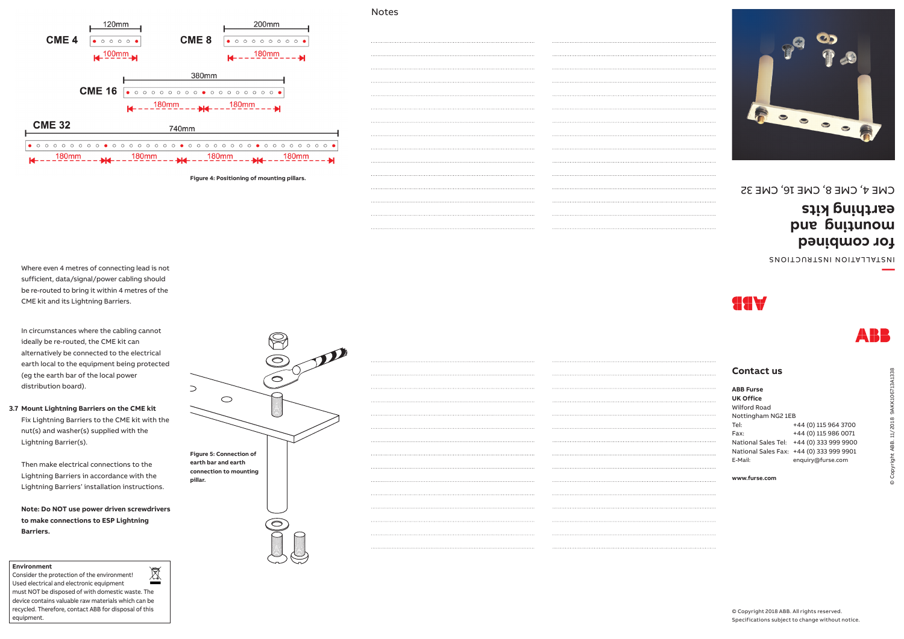CME 4
120mm
100mm

CME 8
200mm
180mm

CME 16
380mm
180mm 180mm

CME 32
740mm
180mm 180mm 180mm 180mm

Figure 4: Positioning of mounting pillars.

Where even 4 metres of connecting lead is not sufficient, data/signal/power cabling should be re-routed to bring it within 4 metres of the CME kit and its Lightning Barriers.

In circumstances where the cabling cannot ideally be re-routed, the CME kit can alternatively be connected to the electrical earth local to the equipment being protected (eg the earth bar of the local power distribution board).

### 3.7 Mount Lightning Barriers on the CME kit

Fix Lightning Barriers to the CME kit with the nut(s) and washer(s) supplied with the Lightning Barrier(s).

Then make electrical connections to the Lightning Barriers in accordance with the Lightning Barriers' installation instructions.

**Note: Do NOT use power driven screwdrivers to make connections to ESP Lightning Barriers.**

Figure 5: Connection of earth bar and earth connection to mounting pillar.

**Environment**
Consider the protection of the environment!
Used electrical and electronic equipment must NOT be disposed of with domestic waste. The device contains valuable raw materials which can be recycled. Therefore, contact ABB for disposal of this equipment.

## Notes

INSTALLATION INSTRUCTIONS

# for combined mounting and earthing kits

CME 4, CME 8, CME 16, CME 32

ABB

## Contact us

**ABB Furse**
**UK Office**
Wilford Road
Nottingham NG2 1EB

| | |
|---|---|
| Tel: | +44 (0) 115 964 3700 |
| Fax: | +44 (0) 115 986 0071 |
| National Sales Tel: | +44 (0) 333 999 9900 |
| National Sales Fax: | +44 (0) 333 999 9901 |
| E-Mail: | enquiry@furse.com |

**www.furse.com**

© Copyright ABB. 11/2018 9AKK106713A1338

© Copyright 2018 ABB. All rights reserved.
Specifications subject to change without notice.